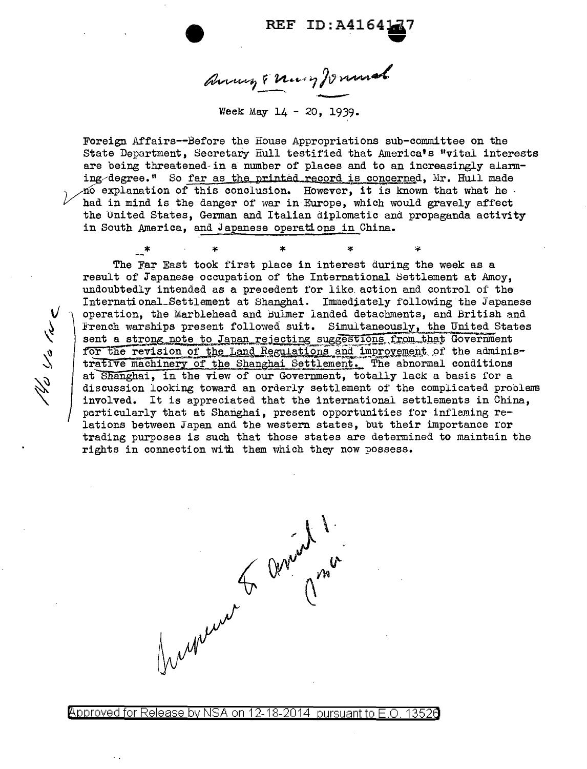REF ID:A4164177

Army & Navy Journal

Week May 14 - 20, 1939.

Foreign Affairs--Before the House Appropriations sub-committee on the State Department, Secretary Hull testified that America's "vital interests are being threatened in a number of places and to an increasingly alarming degree." So far as the printed record is concerned, Mr. Hull made no explanation of this conclusion. However, it is known that what he had in mind is the danger of war in Europe, which would gravely affect the United States, German and Italian diplomatic and propaganda activity in South America, and Japanese operations in China.

\* \* \* \* \*

The Far East took first place in interest during the week as a result of Japanese occupation of the International Settlement at Amoy, undoubtedly intended as a precedent for like action and control of the International Settlement at Shanghai. Immediately following the Japanese operation, the Marblehead and Bulmer landed detachments, and British and French warships present followed suit. Simultaneously, the United States sent a strong note to Japan rejecting suggestions from that Government for the revision of the Land Regulations and improvement of the administrative machinery of the Shanghai Settlement. The abnormal conditions at Shanghai, in the view of our Government, totally lack a basis for a discussion looking toward an orderly settlement of the complicated problems involved. It is appreciated that the international settlements in China, particularly that at Shanghai, present opportunities for inflaming relations between Japan and the western states, but their importance for trading purposes is such that those states are determined to maintain the rights in connection with them which they now possess.

Approved for Release by NSA on 12-18-2014 pursuant to E.O. 13526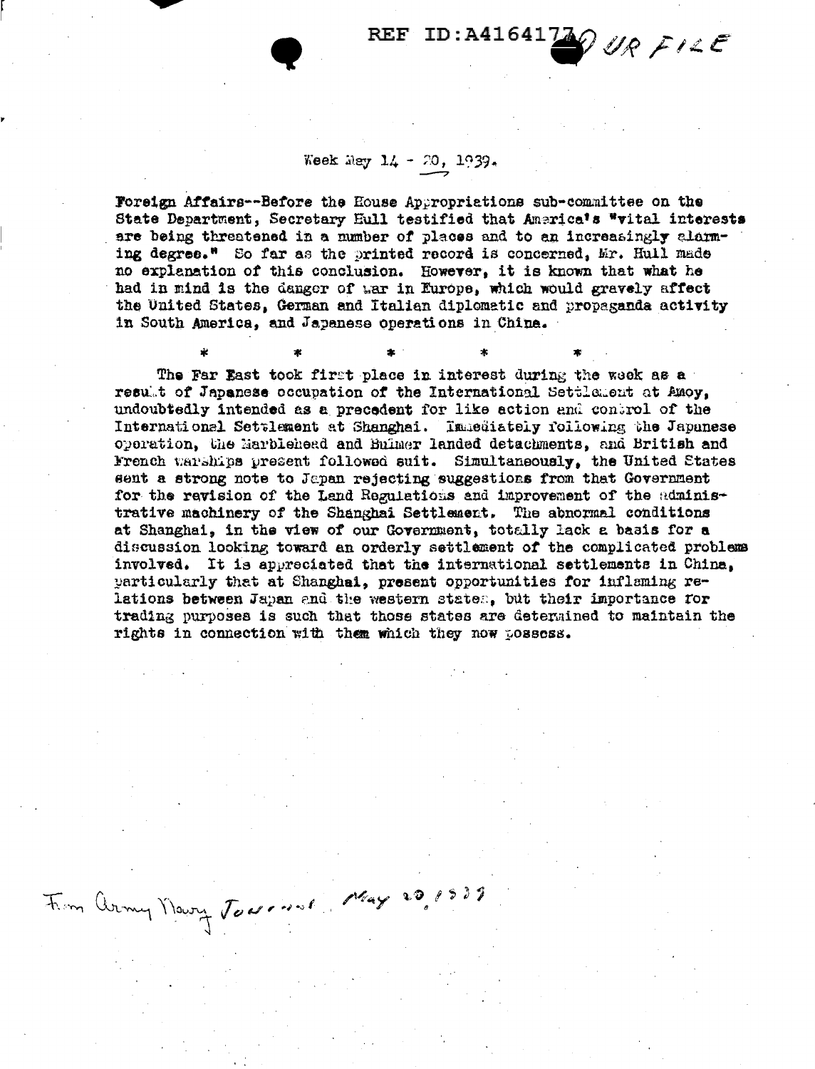REF ID:A4164177 OUR FILE

Week May 14 - 20, 1939.

Foreign Affairs--Before the House Appropriations sub-committee on the State Department, Secretary Hull testified that America's "vital interests are being threatened in a number of places and to an increasingly alarming degree." So far as the printed record is concerned, Mr. Hull made no explanation of this conclusion. However, it is known that what he had in mind is the danger of war in Europe, which would gravely affect the United States, German and Italian diplomatic and propaganda activity in South America, and Japanese operations in China.

\*    \*    \*    \*    \*

The Far East took first place in interest during the week as a result of Japanese occupation of the International Settlement at Amoy, undoubtedly intended as a precedent for like action and control of the International Settlement at Shanghai. Immediately following the Japanese operation, the Marblehead and Bulmer landed detachments, and British and French warships present followed suit. Simultaneously, the United States sent a strong note to Japan rejecting suggestions from that Government for the revision of the Land Regulations and improvement of the administrative machinery of the Shanghai Settlement. The abnormal conditions at Shanghai, in the view of our Government, totally lack a basis for a discussion looking toward an orderly settlement of the complicated problems involved. It is appreciated that the international settlements in China, particularly that at Shanghai, present opportunities for inflaming relations between Japan and the western states, but their importance for trading purposes is such that those states are determined to maintain the rights in connection with them which they now possess.

From Army Navy Journal, May 20, 1939